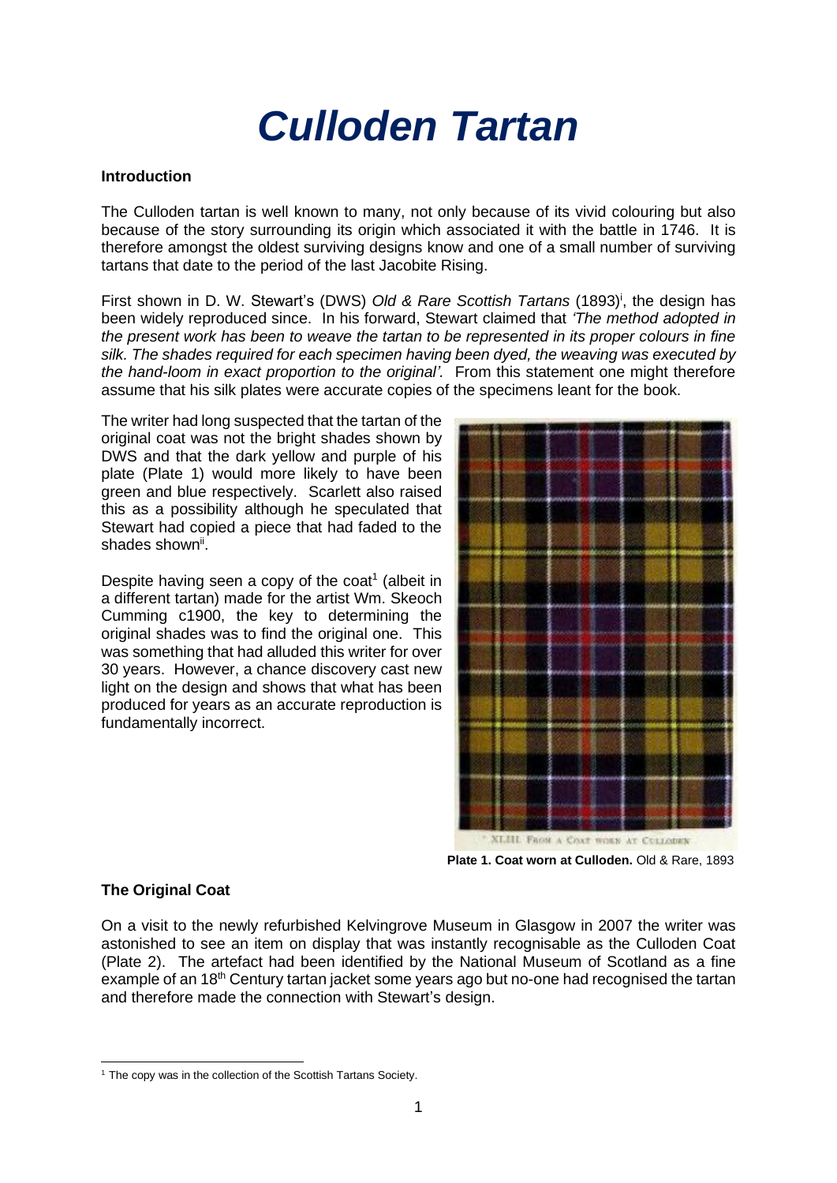# Culloden Tartan

**Introduction**

The Culloden tartan is well known to many, not only because of its vivid colouring but also because of the story surrounding its origin which associated it with the battle in 1746. It is therefore amongst the oldest surviving designs know and one of a small number of surviving tartans that date to the period of the last Jacobite Rising.

First shown in D. W. Stewart's (DWS) *Old & Rare Scottish Tartans* (1893)[i], the design has been widely reproduced since. In his forward, Stewart claimed that *'The method adopted in the present work has been to weave the tartan to be represented in its proper colours in fine silk. The shades required for each specimen having been dyed, the weaving was executed by the hand-loom in exact proportion to the original'.* From this statement one might therefore assume that his silk plates were accurate copies of the specimens leant for the book.

The writer had long suspected that the tartan of the original coat was not the bright shades shown by DWS and that the dark yellow and purple of his plate (Plate 1) would more likely to have been green and blue respectively. Scarlett also raised this as a possibility although he speculated that Stewart had copied a piece that had faded to the shades shown[ii].

Despite having seen a copy of the coat[1] (albeit in a different tartan) made for the artist Wm. Skeoch Cumming c1900, the key to determining the original shades was to find the original one. This was something that had alluded this writer for over 30 years. However, a chance discovery cast new light on the design and shows that what has been produced for years as an accurate reproduction is fundamentally incorrect.

XLIII. FROM A COAT WORN AT CULLODEN

**Plate 1. Coat worn at Culloden.** Old & Rare, 1893

**The Original Coat**

On a visit to the newly refurbished Kelvingrove Museum in Glasgow in 2007 the writer was astonished to see an item on display that was instantly recognisable as the Culloden Coat (Plate 2). The artefact had been identified by the National Museum of Scotland as a fine example of an 18th Century tartan jacket some years ago but no-one had recognised the tartan and therefore made the connection with Stewart's design.

[1] The copy was in the collection of the Scottish Tartans Society.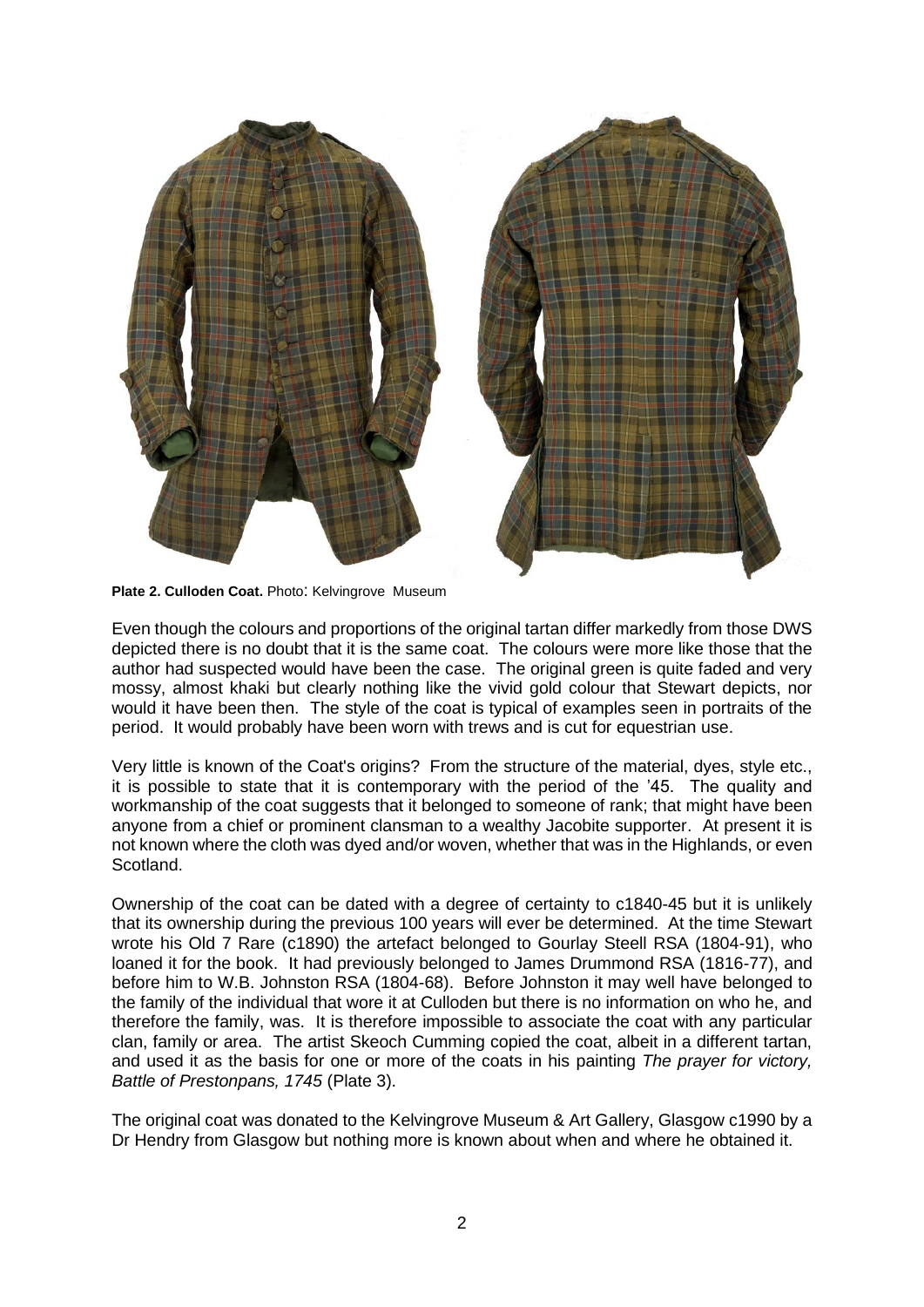**Plate 2. Culloden Coat.** Photo: Kelvingrove Museum

Even though the colours and proportions of the original tartan differ markedly from those DWS depicted there is no doubt that it is the same coat. The colours were more like those that the author had suspected would have been the case. The original green is quite faded and very mossy, almost khaki but clearly nothing like the vivid gold colour that Stewart depicts, nor would it have been then. The style of the coat is typical of examples seen in portraits of the period. It would probably have been worn with trews and is cut for equestrian use.

Very little is known of the Coat's origins? From the structure of the material, dyes, style etc., it is possible to state that it is contemporary with the period of the '45. The quality and workmanship of the coat suggests that it belonged to someone of rank; that might have been anyone from a chief or prominent clansman to a wealthy Jacobite supporter. At present it is not known where the cloth was dyed and/or woven, whether that was in the Highlands, or even Scotland.

Ownership of the coat can be dated with a degree of certainty to c1840-45 but it is unlikely that its ownership during the previous 100 years will ever be determined. At the time Stewart wrote his Old 7 Rare (c1890) the artefact belonged to Gourlay Steell RSA (1804-91), who loaned it for the book. It had previously belonged to James Drummond RSA (1816-77), and before him to W.B. Johnston RSA (1804-68). Before Johnston it may well have belonged to the family of the individual that wore it at Culloden but there is no information on who he, and therefore the family, was. It is therefore impossible to associate the coat with any particular clan, family or area. The artist Skeoch Cumming copied the coat, albeit in a different tartan, and used it as the basis for one or more of the coats in his painting *The prayer for victory, Battle of Prestonpans, 1745* (Plate 3).

The original coat was donated to the Kelvingrove Museum & Art Gallery, Glasgow c1990 by a Dr Hendry from Glasgow but nothing more is known about when and where he obtained it.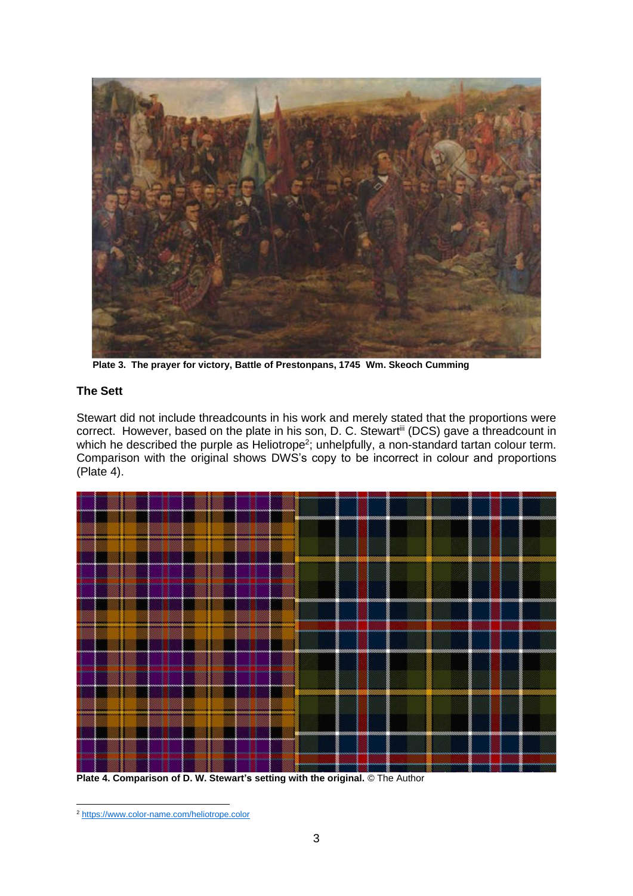Plate 3. The prayer for victory, Battle of Prestonpans, 1745 Wm. Skeoch Cumming

## The Sett

Stewart did not include threadcounts in his work and merely stated that the proportions were correct. However, based on the plate in his son, D. C. Stewart[iii] (DCS) gave a threadcount in which he described the purple as Heliotrope[2]; unhelpfully, a non-standard tartan colour term. Comparison with the original shows DWS's copy to be incorrect in colour and proportions (Plate 4).

**Plate 4. Comparison of D. W. Stewart's setting with the original.** © The Author

[2] https://www.color-name.com/heliotrope.color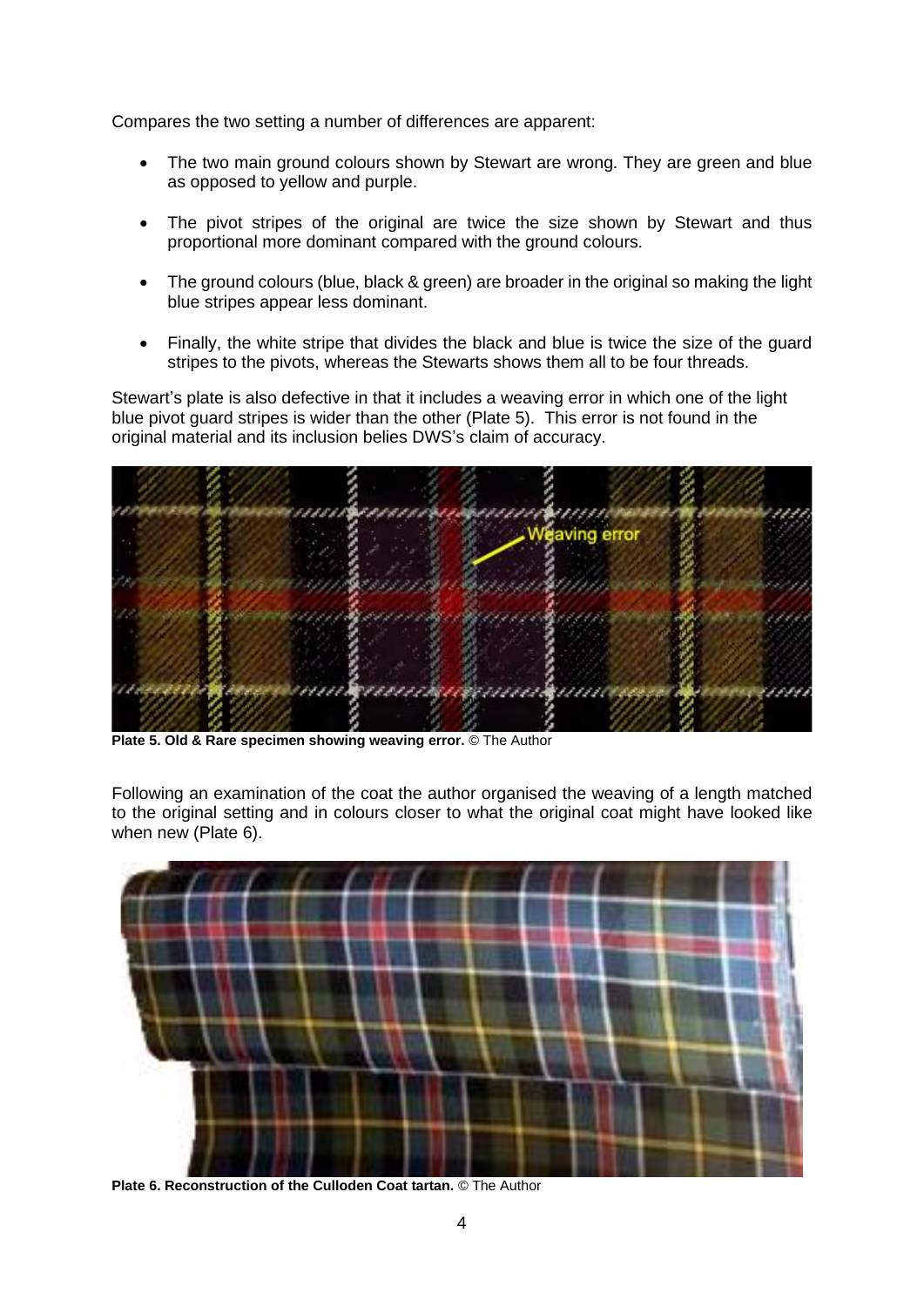Compares the two setting a number of differences are apparent:

- The two main ground colours shown by Stewart are wrong. They are green and blue as opposed to yellow and purple.
- The pivot stripes of the original are twice the size shown by Stewart and thus proportional more dominant compared with the ground colours.
- The ground colours (blue, black & green) are broader in the original so making the light blue stripes appear less dominant.
- Finally, the white stripe that divides the black and blue is twice the size of the guard stripes to the pivots, whereas the Stewarts shows them all to be four threads.

Stewart's plate is also defective in that it includes a weaving error in which one of the light blue pivot guard stripes is wider than the other (Plate 5). This error is not found in the original material and its inclusion belies DWS's claim of accuracy.

**Plate 5. Old & Rare specimen showing weaving error.** © The Author

Following an examination of the coat the author organised the weaving of a length matched to the original setting and in colours closer to what the original coat might have looked like when new (Plate 6).

**Plate 6. Reconstruction of the Culloden Coat tartan.** © The Author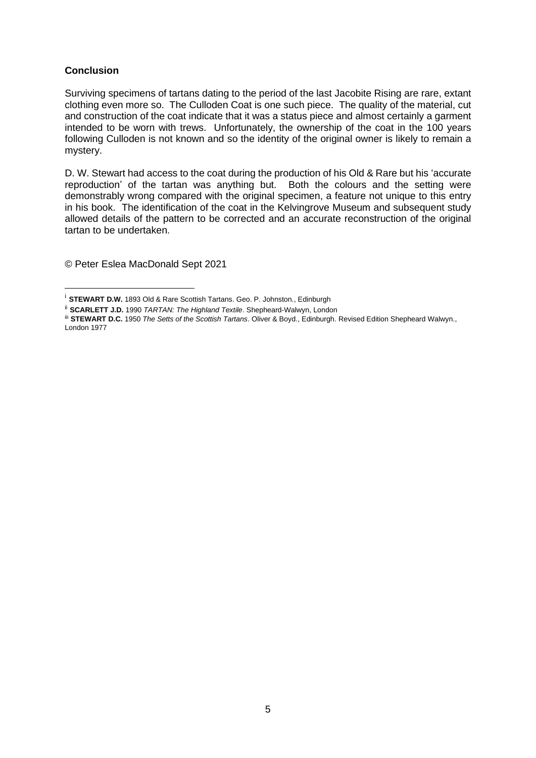## Conclusion

Surviving specimens of tartans dating to the period of the last Jacobite Rising are rare, extant clothing even more so. The Culloden Coat is one such piece. The quality of the material, cut and construction of the coat indicate that it was a status piece and almost certainly a garment intended to be worn with trews. Unfortunately, the ownership of the coat in the 100 years following Culloden is not known and so the identity of the original owner is likely to remain a mystery.

D. W. Stewart had access to the coat during the production of his Old & Rare but his 'accurate reproduction' of the tartan was anything but. Both the colours and the setting were demonstrably wrong compared with the original specimen, a feature not unique to this entry in his book. The identification of the coat in the Kelvingrove Museum and subsequent study allowed details of the pattern to be corrected and an accurate reconstruction of the original tartan to be undertaken.

© Peter Eslea MacDonald Sept 2021

---

[i] **STEWART D.W.** 1893 Old & Rare Scottish Tartans. Geo. P. Johnston., Edinburgh

[ii] **SCARLETT J.D.** 1990 *TARTAN: The Highland Textile*. Shepheard-Walwyn, London

[iii] **STEWART D.C.** 1950 *The Setts of the Scottish Tartans*. Oliver & Boyd., Edinburgh. Revised Edition Shepheard Walwyn., London 1977